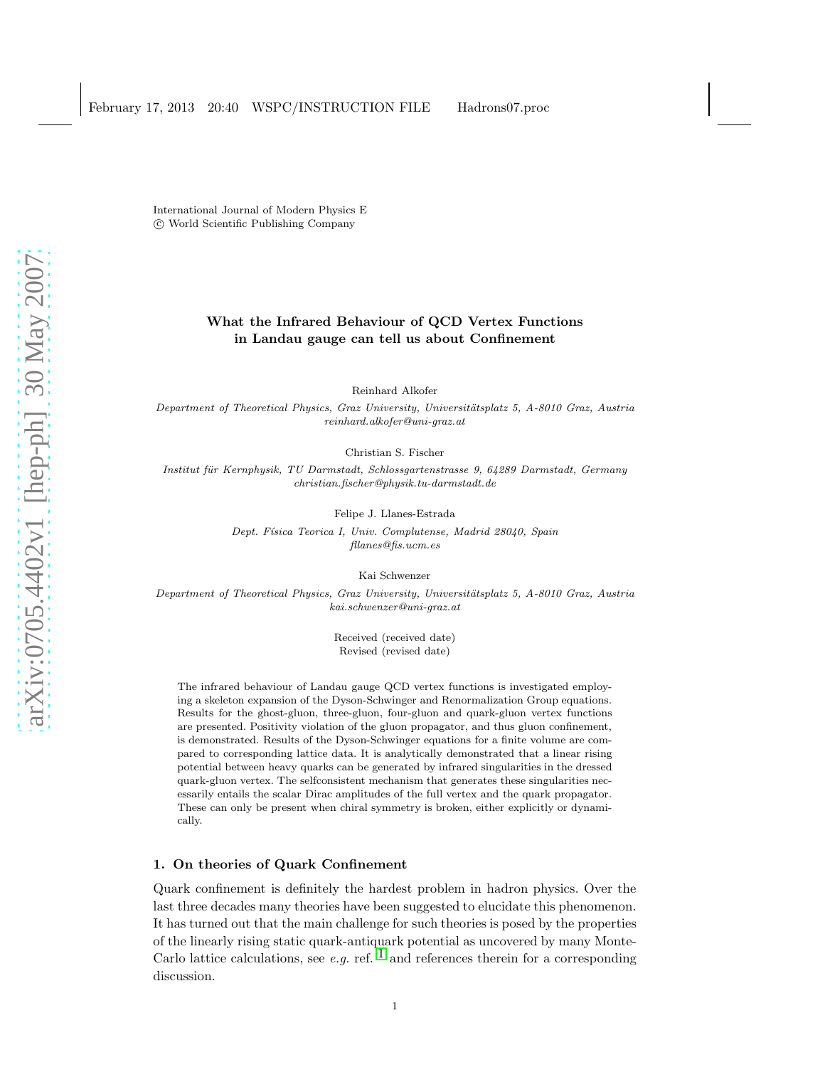International Journal of Modern Physics E
© World Scientific Publishing Company

# What the Infrared Behaviour of QCD Vertex Functions in Landau gauge can tell us about Confinement

Reinhard Alkofer

*Department of Theoretical Physics, Graz University, Universitätsplatz 5, A-8010 Graz, Austria*
*reinhard.alkofer@uni-graz.at*

Christian S. Fischer

*Institut für Kernphysik, TU Darmstadt, Schlossgartenstrasse 9, 64289 Darmstadt, Germany*
*christian.fischer@physik.tu-darmstadt.de*

Felipe J. Llanes-Estrada

*Dept. Física Teorica I, Univ. Complutense, Madrid 28040, Spain*
*fllanes@fis.ucm.es*

Kai Schwenzer

*Department of Theoretical Physics, Graz University, Universitätsplatz 5, A-8010 Graz, Austria*
*kai.schwenzer@uni-graz.at*

Received (received date)
Revised (revised date)

The infrared behaviour of Landau gauge QCD vertex functions is investigated employing a skeleton expansion of the Dyson-Schwinger and Renormalization Group equations. Results for the ghost-gluon, three-gluon, four-gluon and quark-gluon vertex functions are presented. Positivity violation of the gluon propagator, and thus gluon confinement, is demonstrated. Results of the Dyson-Schwinger equations for a finite volume are compared to corresponding lattice data. It is analytically demonstrated that a linear rising potential between heavy quarks can be generated by infrared singularities in the dressed quark-gluon vertex. The selfconsistent mechanism that generates these singularities necessarily entails the scalar Dirac amplitudes of the full vertex and the quark propagator. These can only be present when chiral symmetry is broken, either explicitly or dynamically.

## 1. On theories of Quark Confinement

Quark confinement is definitely the hardest problem in hadron physics. Over the last three decades many theories have been suggested to elucidate this phenomenon. It has turned out that the main challenge for such theories is posed by the properties of the linearly rising static quark-antiquark potential as uncovered by many Monte-Carlo lattice calculations, see *e.g.* ref. [1] and references therein for a corresponding discussion.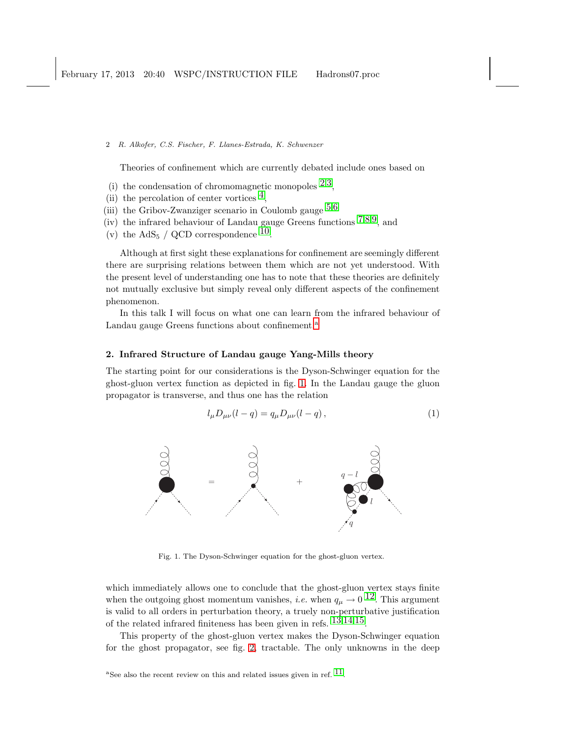Theories of confinement which are currently debated include ones based on

(i) the condensation of chromomagnetic monopoles [2,3],
(ii) the percolation of center vortices [4],
(iii) the Gribov-Zwanziger scenario in Coulomb gauge [5,6]
(iv) the infrared behaviour of Landau gauge Greens functions [7,8,9], and
(v) the $AdS_5$ / QCD correspondence [10].

Although at first sight these explanations for confinement are seemingly different there are surprising relations between them which are not yet understood. With the present level of understanding one has to note that these theories are definitely not mutually exclusive but simply reveal only different aspects of the confinement phenomenon.

In this talk I will focus on what one can learn from the infrared behaviour of Landau gauge Greens functions about confinement.[a]

## 2. Infrared Structure of Landau gauge Yang-Mills theory

The starting point for our considerations is the Dyson-Schwinger equation for the ghost-gluon vertex function as depicted in fig. 1. In the Landau gauge the gluon propagator is transverse, and thus one has the relation

$$l_\mu D_{\mu\nu}(l-q) = q_\mu D_{\mu\nu}(l-q)\,, \tag{1}$$

Fig. 1. The Dyson-Schwinger equation for the ghost-gluon vertex.

which immediately allows one to conclude that the ghost-gluon vertex stays finite when the outgoing ghost momentum vanishes, *i.e.* when $q_\mu \to 0$ [12]. This argument is valid to all orders in perturbation theory, a truely non-perturbative justification of the related infrared finiteness has been given in refs. [13,14,15].

This property of the ghost-gluon vertex makes the Dyson-Schwinger equation for the ghost propagator, see fig. 2, tractable. The only unknowns in the deep

[a] See also the recent review on this and related issues given in ref. [11].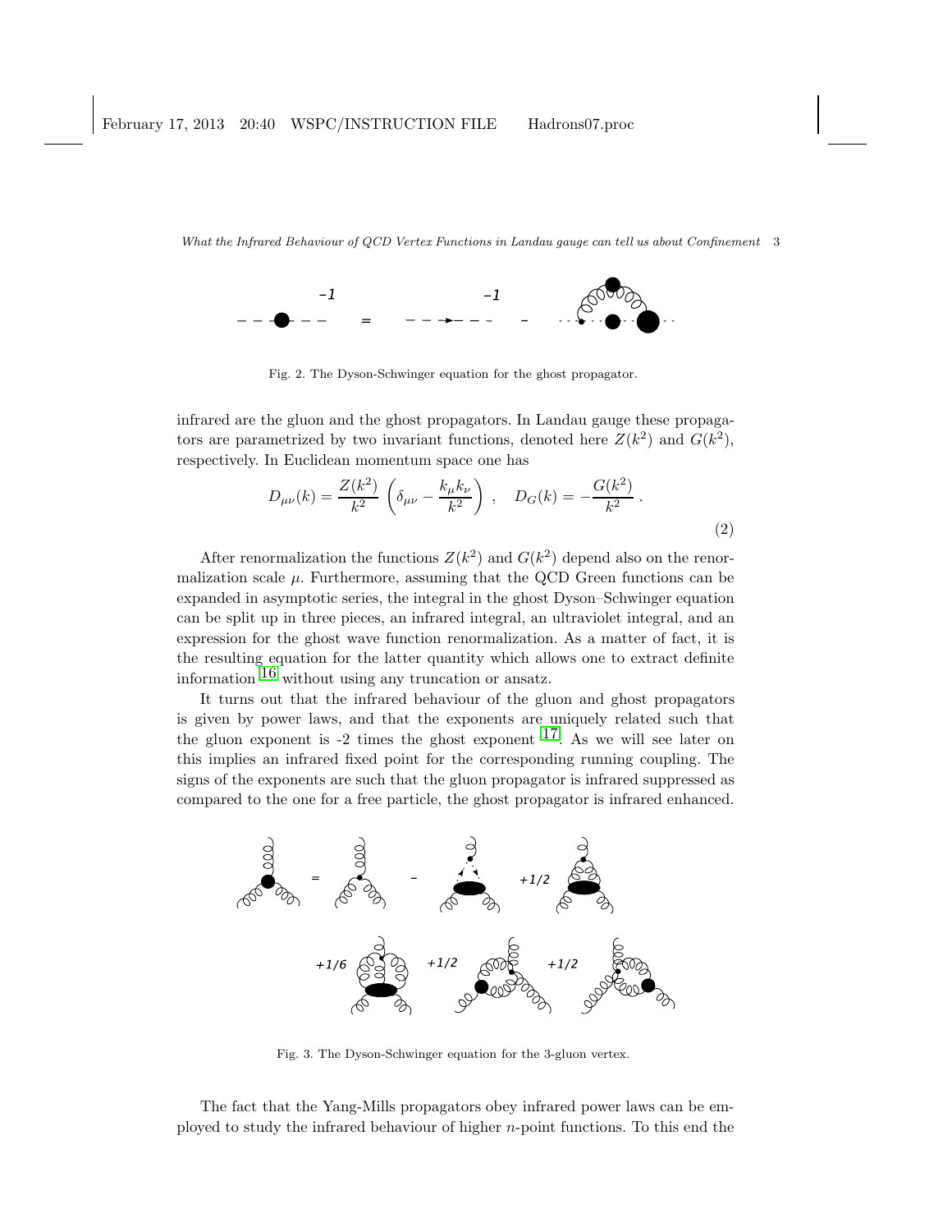Fig. 2. The Dyson-Schwinger equation for the ghost propagator.

infrared are the gluon and the ghost propagators. In Landau gauge these propagators are parametrized by two invariant functions, denoted here $Z(k^2)$ and $G(k^2)$, respectively. In Euclidean momentum space one has

$$D_{\mu\nu}(k) = \frac{Z(k^2)}{k^2} \left( \delta_{\mu\nu} - \frac{k_\mu k_\nu}{k^2} \right) , \quad D_G(k) = -\frac{G(k^2)}{k^2} . \tag{2}$$

After renormalization the functions $Z(k^2)$ and $G(k^2)$ depend also on the renormalization scale $\mu$. Furthermore, assuming that the QCD Green functions can be expanded in asymptotic series, the integral in the ghost Dyson–Schwinger equation can be split up in three pieces, an infrared integral, an ultraviolet integral, and an expression for the ghost wave function renormalization. As a matter of fact, it is the resulting equation for the latter quantity which allows one to extract definite information [16] without using any truncation or ansatz.

It turns out that the infrared behaviour of the gluon and ghost propagators is given by power laws, and that the exponents are uniquely related such that the gluon exponent is -2 times the ghost exponent [17]. As we will see later on this implies an infrared fixed point for the corresponding running coupling. The signs of the exponents are such that the gluon propagator is infrared suppressed as compared to the one for a free particle, the ghost propagator is infrared enhanced.

Fig. 3. The Dyson-Schwinger equation for the 3-gluon vertex.

The fact that the Yang-Mills propagators obey infrared power laws can be employed to study the infrared behaviour of higher $n$-point functions. To this end the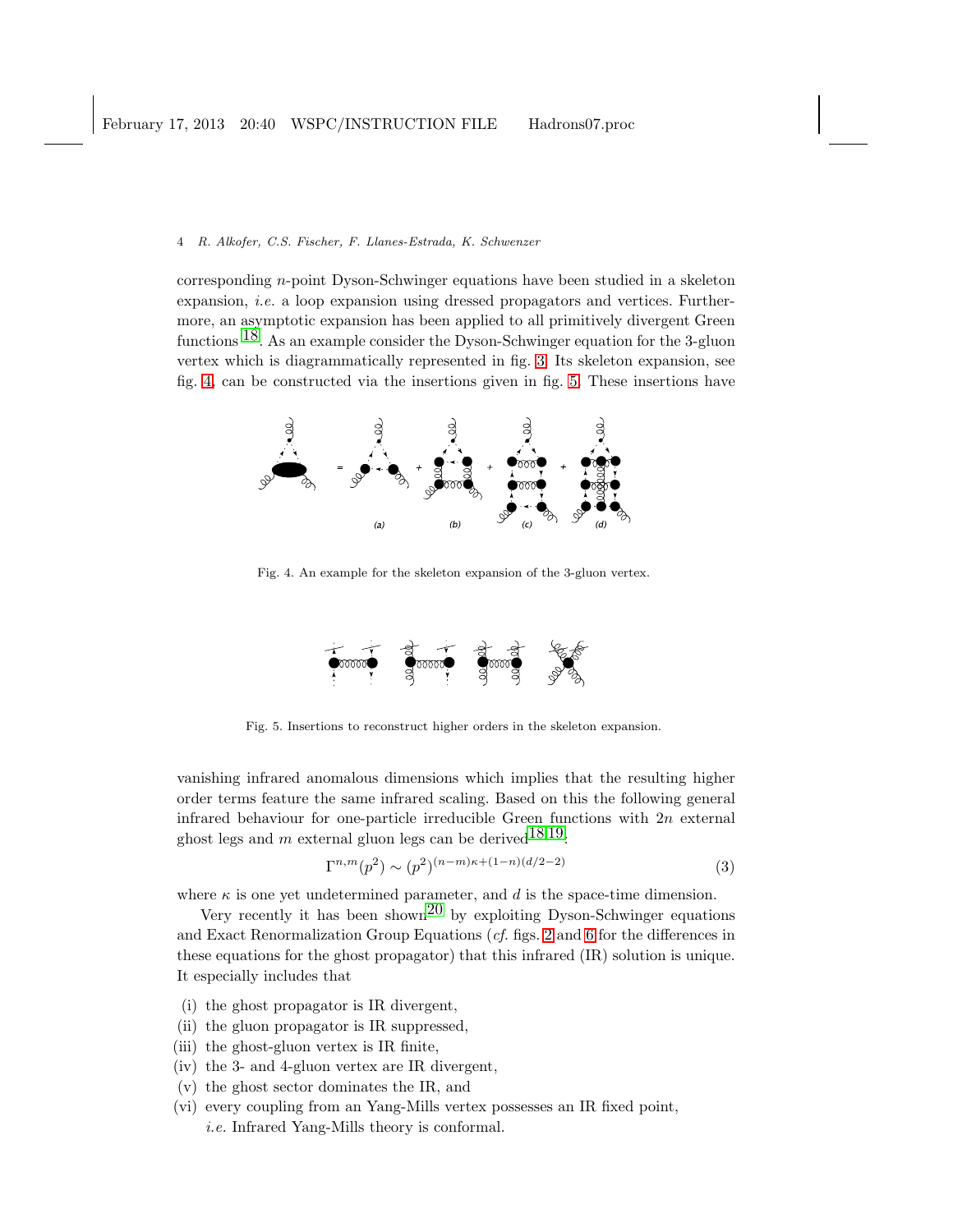corresponding $n$-point Dyson-Schwinger equations have been studied in a skeleton expansion, *i.e.* a loop expansion using dressed propagators and vertices. Furthermore, an asymptotic expansion has been applied to all primitively divergent Green functions [18]. As an example consider the Dyson-Schwinger equation for the 3-gluon vertex which is diagrammatically represented in fig. 3. Its skeleton expansion, see fig. 4, can be constructed via the insertions given in fig. 5. These insertions have

Fig. 4. An example for the skeleton expansion of the 3-gluon vertex.

Fig. 5. Insertions to reconstruct higher orders in the skeleton expansion.

vanishing infrared anomalous dimensions which implies that the resulting higher order terms feature the same infrared scaling. Based on this the following general infrared behaviour for one-particle irreducible Green functions with $2n$ external ghost legs and $m$ external gluon legs can be derived[18,19]:

$$\Gamma^{n,m}(p^2) \sim (p^2)^{(n-m)\kappa+(1-n)(d/2-2)} \tag{3}$$

where $\kappa$ is one yet undetermined parameter, and $d$ is the space-time dimension.

Very recently it has been shown[20] by exploiting Dyson-Schwinger equations and Exact Renormalization Group Equations (*cf.* figs. 2 and 6 for the differences in these equations for the ghost propagator) that this infrared (IR) solution is unique. It especially includes that

(i) the ghost propagator is IR divergent,
(ii) the gluon propagator is IR suppressed,
(iii) the ghost-gluon vertex is IR finite,
(iv) the 3- and 4-gluon vertex are IR divergent,
(v) the ghost sector dominates the IR, and
(vi) every coupling from an Yang-Mills vertex possesses an IR fixed point, *i.e.* Infrared Yang-Mills theory is conformal.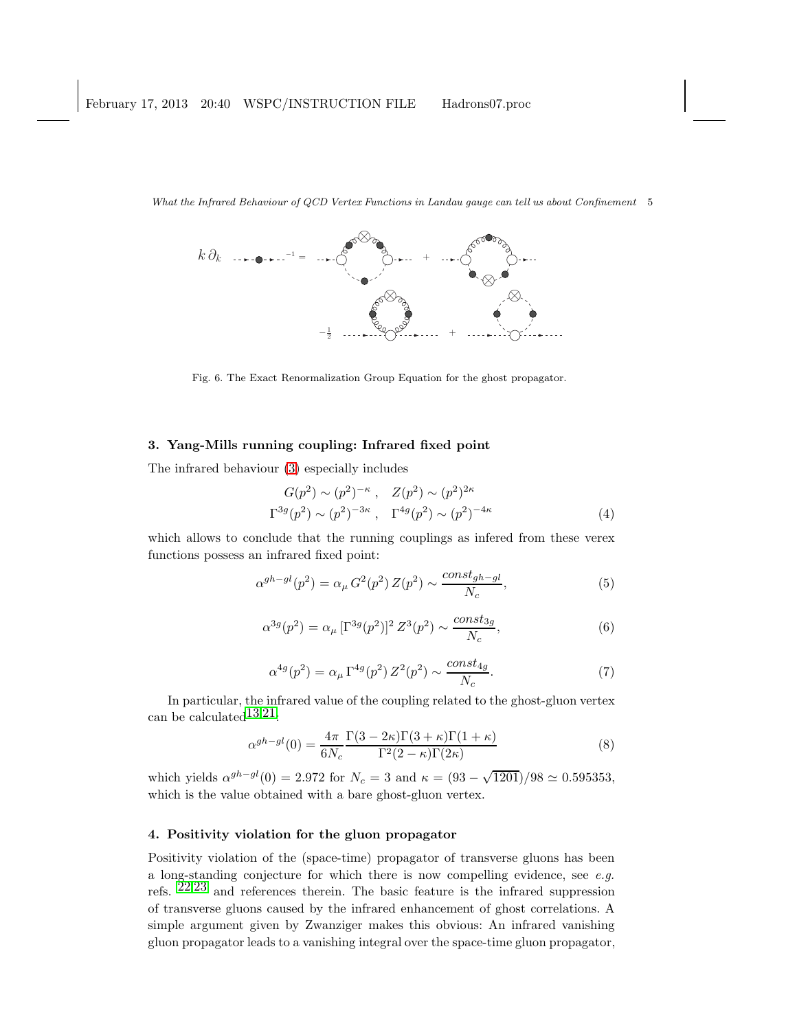Fig. 6. The Exact Renormalization Group Equation for the ghost propagator.

### 3. Yang-Mills running coupling: Infrared fixed point

The infrared behaviour (3) especially includes

$$G(p^2) \sim (p^2)^{-\kappa} , \quad Z(p^2) \sim (p^2)^{2\kappa}$$
$$\Gamma^{3g}(p^2) \sim (p^2)^{-3\kappa} , \quad \Gamma^{4g}(p^2) \sim (p^2)^{-4\kappa} \tag{4}$$

which allows to conclude that the running couplings as infered from these verex functions possess an infrared fixed point:

$$\alpha^{gh-gl}(p^2) = \alpha_\mu \, G^2(p^2) \, Z(p^2) \sim \frac{const_{gh-gl}}{N_c}, \tag{5}$$

$$\alpha^{3g}(p^2) = \alpha_\mu \, [\Gamma^{3g}(p^2)]^2 \, Z^3(p^2) \sim \frac{const_{3g}}{N_c}, \tag{6}$$

$$\alpha^{4g}(p^2) = \alpha_\mu \, \Gamma^{4g}(p^2) \, Z^2(p^2) \sim \frac{const_{4g}}{N_c}. \tag{7}$$

In particular, the infrared value of the coupling related to the ghost-gluon vertex can be calculated[13,21]:

$$\alpha^{gh-gl}(0) = \frac{4\pi}{6N_c} \frac{\Gamma(3-2\kappa)\Gamma(3+\kappa)\Gamma(1+\kappa)}{\Gamma^2(2-\kappa)\Gamma(2\kappa)} \tag{8}$$

which yields $\alpha^{gh-gl}(0) = 2.972$ for $N_c = 3$ and $\kappa = (93 - \sqrt{1201})/98 \simeq 0.595353$, which is the value obtained with a bare ghost-gluon vertex.

### 4. Positivity violation for the gluon propagator

Positivity violation of the (space-time) propagator of transverse gluons has been a long-standing conjecture for which there is now compelling evidence, see *e.g.* refs. [22,23] and references therein. The basic feature is the infrared suppression of transverse gluons caused by the infrared enhancement of ghost correlations. A simple argument given by Zwanziger makes this obvious: An infrared vanishing gluon propagator leads to a vanishing integral over the space-time gluon propagator,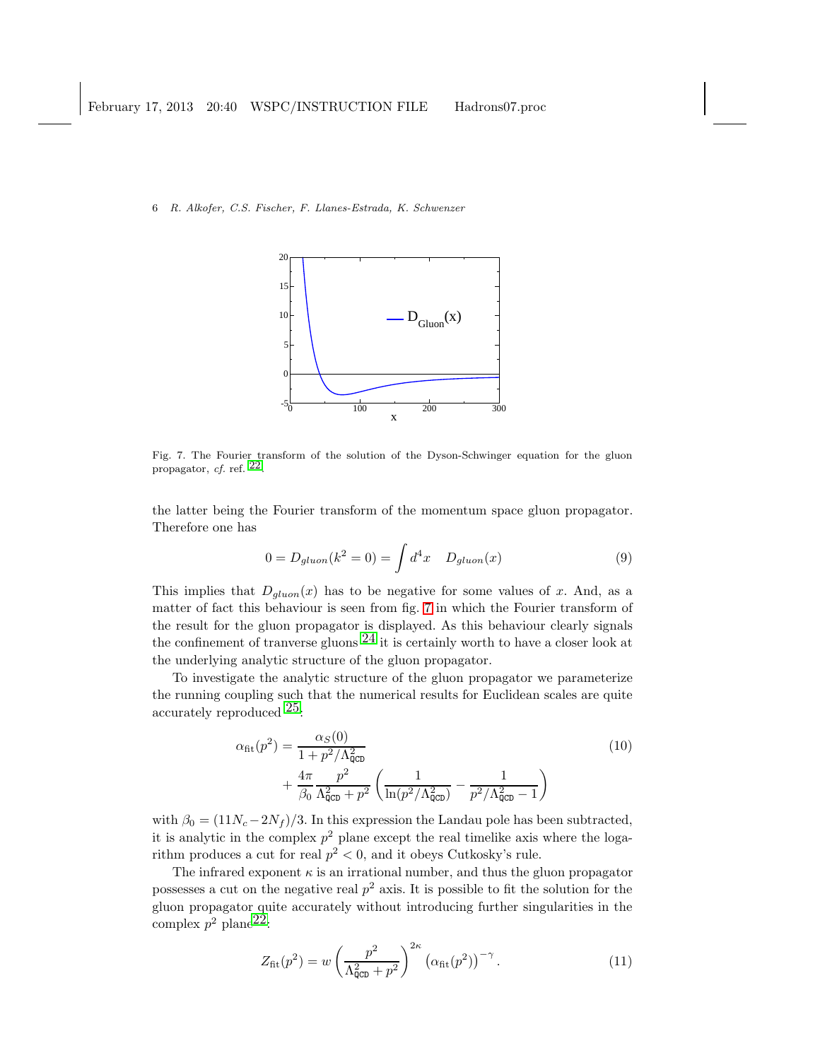Fig. 7. The Fourier transform of the solution of the Dyson-Schwinger equation for the gluon propagator, *cf.* ref. [22].

the latter being the Fourier transform of the momentum space gluon propagator. Therefore one has

$$0 = D_{gluon}(k^2 = 0) = \int d^4x \quad D_{gluon}(x) \tag{9}$$

This implies that $D_{gluon}(x)$ has to be negative for some values of $x$. And, as a matter of fact this behaviour is seen from fig. 7 in which the Fourier transform of the result for the gluon propagator is displayed. As this behaviour clearly signals the confinement of tranverse gluons [24] it is certainly worth to have a closer look at the underlying analytic structure of the gluon propagator.

To investigate the analytic structure of the gluon propagator we parameterize the running coupling such that the numerical results for Euclidean scales are quite accurately reproduced [25]:

$$\alpha_{\rm fit}(p^2) = \frac{\alpha_S(0)}{1 + p^2/\Lambda^2_{\tt QCD}} + \frac{4\pi}{\beta_0}\frac{p^2}{\Lambda^2_{\tt QCD} + p^2}\left(\frac{1}{\ln(p^2/\Lambda^2_{\tt QCD})} - \frac{1}{p^2/\Lambda^2_{\tt QCD} - 1}\right) \tag{10}$$

with $\beta_0 = (11N_c - 2N_f)/3$. In this expression the Landau pole has been subtracted, it is analytic in the complex $p^2$ plane except the real timelike axis where the logarithm produces a cut for real $p^2 < 0$, and it obeys Cutkosky's rule.

The infrared exponent $\kappa$ is an irrational number, and thus the gluon propagator possesses a cut on the negative real $p^2$ axis. It is possible to fit the solution for the gluon propagator quite accurately without introducing further singularities in the complex $p^2$ plane [22]:

$$Z_{\rm fit}(p^2) = w\left(\frac{p^2}{\Lambda^2_{\tt QCD} + p^2}\right)^{2\kappa}\left(\alpha_{\rm fit}(p^2)\right)^{-\gamma}. \tag{11}$$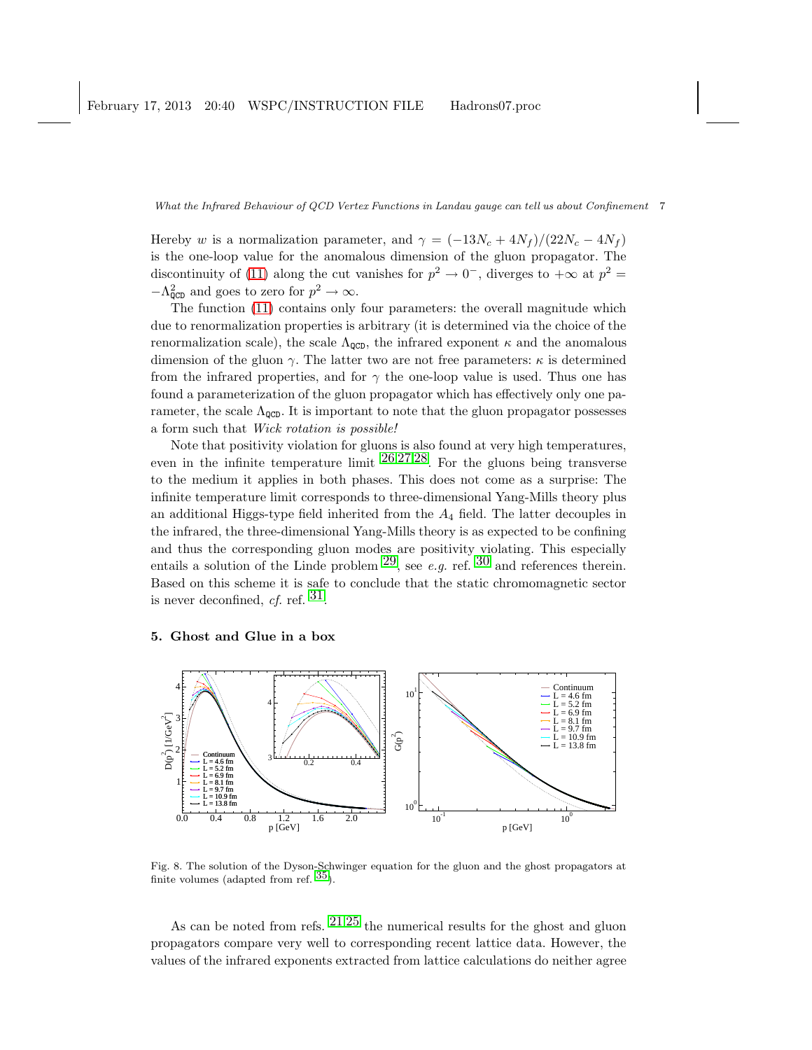Hereby $w$ is a normalization parameter, and $\gamma = (-13N_c + 4N_f)/(22N_c - 4N_f)$ is the one-loop value for the anomalous dimension of the gluon propagator. The discontinuity of (11) along the cut vanishes for $p^2 \to 0^-$, diverges to $+\infty$ at $p^2 = -\Lambda_{\mathrm{QCD}}^2$ and goes to zero for $p^2 \to \infty$.

The function (11) contains only four parameters: the overall magnitude which due to renormalization properties is arbitrary (it is determined via the choice of the renormalization scale), the scale $\Lambda_{\mathrm{QCD}}$, the infrared exponent $\kappa$ and the anomalous dimension of the gluon $\gamma$. The latter two are not free parameters: $\kappa$ is determined from the infrared properties, and for $\gamma$ the one-loop value is used. Thus one has found a parameterization of the gluon propagator which has effectively only one parameter, the scale $\Lambda_{\mathrm{QCD}}$. It is important to note that the gluon propagator possesses a form such that *Wick rotation is possible!*

Note that positivity violation for gluons is also found at very high temperatures, even in the infinite temperature limit [26,27,28]. For the gluons being transverse to the medium it applies in both phases. This does not come as a surprise: The infinite temperature limit corresponds to three-dimensional Yang-Mills theory plus an additional Higgs-type field inherited from the $A_4$ field. The latter decouples in the infrared, the three-dimensional Yang-Mills theory is as expected to be confining and thus the corresponding gluon modes are positivity violating. This especially entails a solution of the Linde problem [29], see *e.g.* ref. [30] and references therein. Based on this scheme it is safe to conclude that the static chromomagnetic sector is never deconfined, *cf.* ref. [31].

## 5. Ghost and Glue in a box

Fig. 8. The solution of the Dyson-Schwinger equation for the gluon and the ghost propagators at finite volumes (adapted from ref. [35]).

As can be noted from refs. [21,25] the numerical results for the ghost and gluon propagators compare very well to corresponding recent lattice data. However, the values of the infrared exponents extracted from lattice calculations do neither agree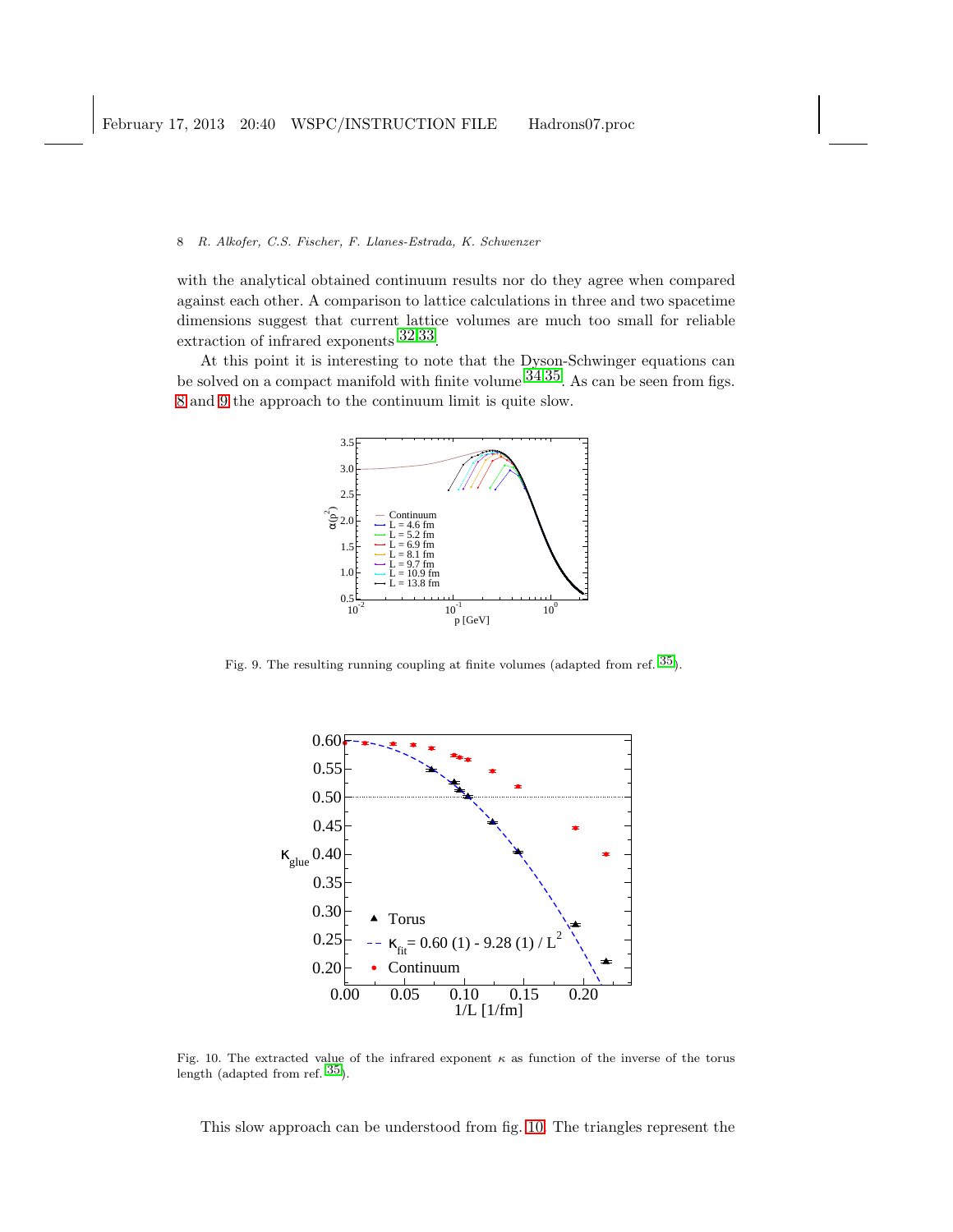with the analytical obtained continuum results nor do they agree when compared against each other. A comparison to lattice calculations in three and two spacetime dimensions suggest that current lattice volumes are much too small for reliable extraction of infrared exponents [32,33].

At this point it is interesting to note that the Dyson-Schwinger equations can be solved on a compact manifold with finite volume [34,35]. As can be seen from figs. 8 and 9 the approach to the continuum limit is quite slow.

Fig. 9. The resulting running coupling at finite volumes (adapted from ref. [35]).

Fig. 10. The extracted value of the infrared exponent $\kappa$ as function of the inverse of the torus length (adapted from ref. [35]).

This slow approach can be understood from fig. 10. The triangles represent the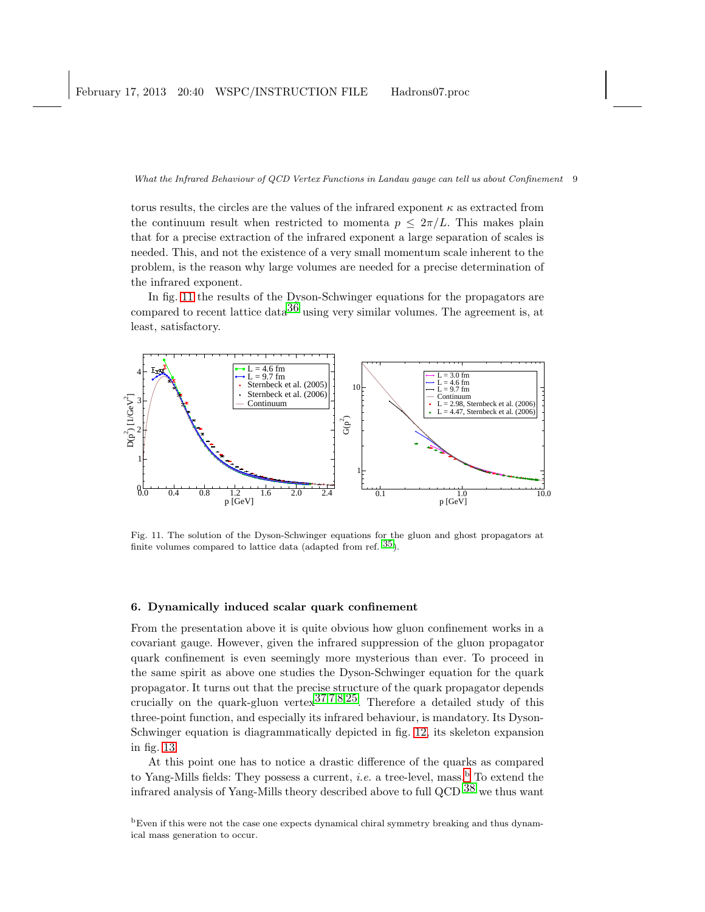torus results, the circles are the values of the infrared exponent $\kappa$ as extracted from the continuum result when restricted to momenta $p \leq 2\pi/L$. This makes plain that for a precise extraction of the infrared exponent a large separation of scales is needed. This, and not the existence of a very small momentum scale inherent to the problem, is the reason why large volumes are needed for a precise determination of the infrared exponent.

In fig. 11 the results of the Dyson-Schwinger equations for the propagators are compared to recent lattice data[36] using very similar volumes. The agreement is, at least, satisfactory.

Fig. 11. The solution of the Dyson-Schwinger equations for the gluon and ghost propagators at finite volumes compared to lattice data (adapted from ref. [35]).

## 6. Dynamically induced scalar quark confinement

From the presentation above it is quite obvious how gluon confinement works in a covariant gauge. However, given the infrared suppression of the gluon propagator quark confinement is even seemingly more mysterious than ever. To proceed in the same spirit as above one studies the Dyson-Schwinger equation for the quark propagator. It turns out that the precise structure of the quark propagator depends crucially on the quark-gluon vertex[37,7,8,25]. Therefore a detailed study of this three-point function, and especially its infrared behaviour, is mandatory. Its Dyson-Schwinger equation is diagrammatically depicted in fig. 12, its skeleton expansion in fig. 13.

At this point one has to notice a drastic difference of the quarks as compared to Yang-Mills fields: They possess a current, *i.e.* a tree-level, mass.[b] To extend the infrared analysis of Yang-Mills theory described above to full QCD [38] we thus want

[b]Even if this were not the case one expects dynamical chiral symmetry breaking and thus dynamical mass generation to occur.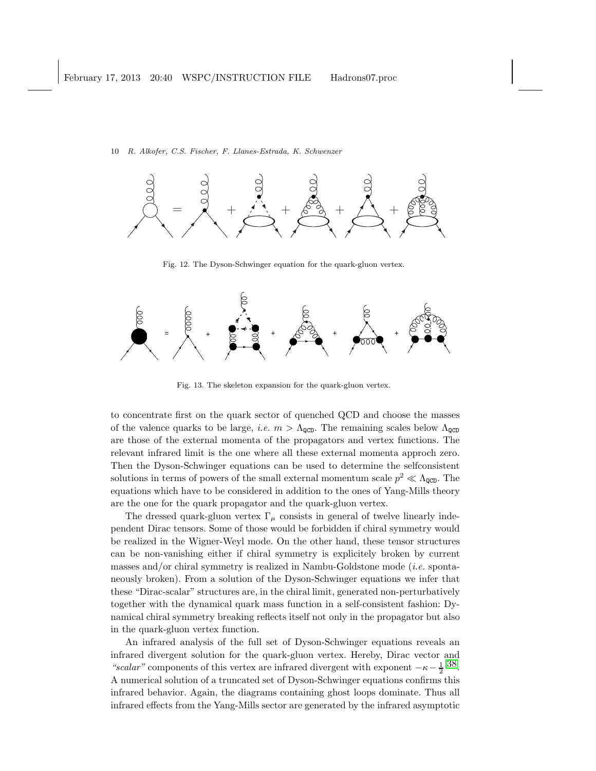Fig. 12. The Dyson-Schwinger equation for the quark-gluon vertex.

Fig. 13. The skeleton expansion for the quark-gluon vertex.

to concentrate first on the quark sector of quenched QCD and choose the masses of the valence quarks to be large, *i.e.* $m > \Lambda_{\tt QCD}$. The remaining scales below $\Lambda_{\tt QCD}$ are those of the external momenta of the propagators and vertex functions. The relevant infrared limit is the one where all these external momenta approch zero. Then the Dyson-Schwinger equations can be used to determine the selfconsistent solutions in terms of powers of the small external momentum scale $p^2 \ll \Lambda_{\tt QCD}$. The equations which have to be considered in addition to the ones of Yang-Mills theory are the one for the quark propagator and the quark-gluon vertex.

The dressed quark-gluon vertex $\Gamma_\mu$ consists in general of twelve linearly independent Dirac tensors. Some of those would be forbidden if chiral symmetry would be realized in the Wigner-Weyl mode. On the other hand, these tensor structures can be non-vanishing either if chiral symmetry is explicitely broken by current masses and/or chiral symmetry is realized in Nambu-Goldstone mode (*i.e.* spontaneously broken). From a solution of the Dyson-Schwinger equations we infer that these "Dirac-scalar" structures are, in the chiral limit, generated non-perturbatively together with the dynamical quark mass function in a self-consistent fashion: Dynamical chiral symmetry breaking reflects itself not only in the propagator but also in the quark-gluon vertex function.

An infrared analysis of the full set of Dyson-Schwinger equations reveals an infrared divergent solution for the quark-gluon vertex. Hereby, Dirac vector and *"scalar"* components of this vertex are infrared divergent with exponent $-\kappa - \frac{1}{2}$ [38]. A numerical solution of a truncated set of Dyson-Schwinger equations confirms this infrared behavior. Again, the diagrams containing ghost loops dominate. Thus all infrared effects from the Yang-Mills sector are generated by the infrared asymptotic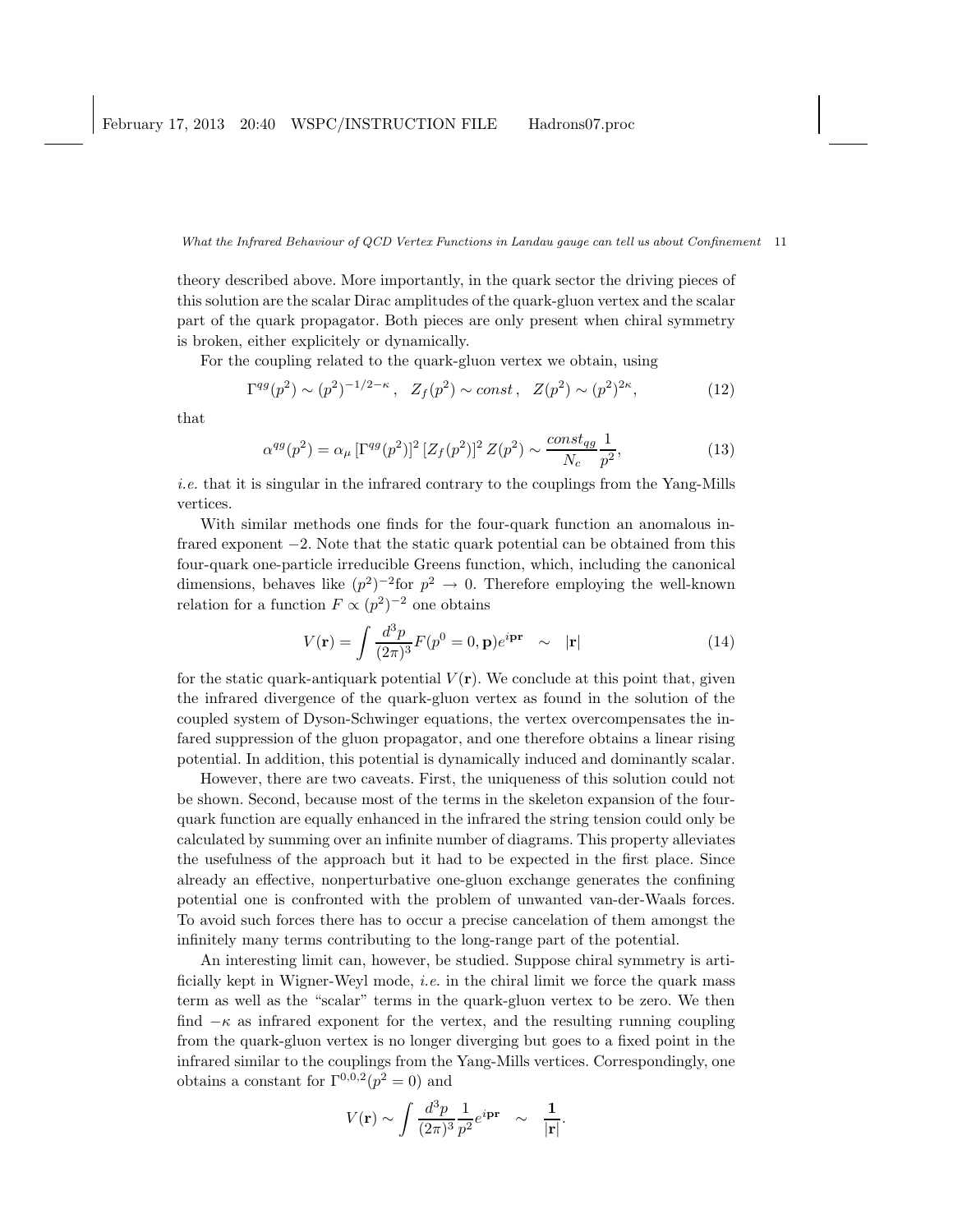theory described above. More importantly, in the quark sector the driving pieces of this solution are the scalar Dirac amplitudes of the quark-gluon vertex and the scalar part of the quark propagator. Both pieces are only present when chiral symmetry is broken, either explicitely or dynamically.

For the coupling related to the quark-gluon vertex we obtain, using

$$\Gamma^{qg}(p^2) \sim (p^2)^{-1/2-\kappa}\,, \quad Z_f(p^2) \sim const\,, \quad Z(p^2) \sim (p^2)^{2\kappa}, \tag{12}$$

that

$$\alpha^{qg}(p^2) = \alpha_\mu \, [\Gamma^{qg}(p^2)]^2 \, [Z_f(p^2)]^2 \, Z(p^2) \sim \frac{const_{qg}}{N_c}\frac{1}{p^2}, \tag{13}$$

*i.e.* that it is singular in the infrared contrary to the couplings from the Yang-Mills vertices.

With similar methods one finds for the four-quark function an anomalous infrared exponent $-2$. Note that the static quark potential can be obtained from this four-quark one-particle irreducible Greens function, which, including the canonical dimensions, behaves like $(p^2)^{-2}$for $p^2 \to 0$. Therefore employing the well-known relation for a function $F \propto (p^2)^{-2}$ one obtains

$$V(\mathbf{r}) = \int \frac{d^3p}{(2\pi)^3} F(p^0 = 0, \mathbf{p}) e^{i\mathbf{pr}} \quad \sim \quad |\mathbf{r}| \tag{14}$$

for the static quark-antiquark potential $V(\mathbf{r})$. We conclude at this point that, given the infrared divergence of the quark-gluon vertex as found in the solution of the coupled system of Dyson-Schwinger equations, the vertex overcompensates the infared suppression of the gluon propagator, and one therefore obtains a linear rising potential. In addition, this potential is dynamically induced and dominantly scalar.

However, there are two caveats. First, the uniqueness of this solution could not be shown. Second, because most of the terms in the skeleton expansion of the four-quark function are equally enhanced in the infrared the string tension could only be calculated by summing over an infinite number of diagrams. This property alleviates the usefulness of the approach but it had to be expected in the first place. Since already an effective, nonperturbative one-gluon exchange generates the confining potential one is confronted with the problem of unwanted van-der-Waals forces. To avoid such forces there has to occur a precise cancelation of them amongst the infinitely many terms contributing to the long-range part of the potential.

An interesting limit can, however, be studied. Suppose chiral symmetry is artificially kept in Wigner-Weyl mode, *i.e.* in the chiral limit we force the quark mass term as well as the "scalar" terms in the quark-gluon vertex to be zero. We then find $-\kappa$ as infrared exponent for the vertex, and the resulting running coupling from the quark-gluon vertex is no longer diverging but goes to a fixed point in the infrared similar to the couplings from the Yang-Mills vertices. Correspondingly, one obtains a constant for $\Gamma^{0,0,2}(p^2 = 0)$ and

$$V(\mathbf{r}) \sim \int \frac{d^3p}{(2\pi)^3} \frac{1}{p^2} e^{i\mathbf{pr}} \quad \sim \quad \frac{\mathbf{1}}{|\mathbf{r}|}.$$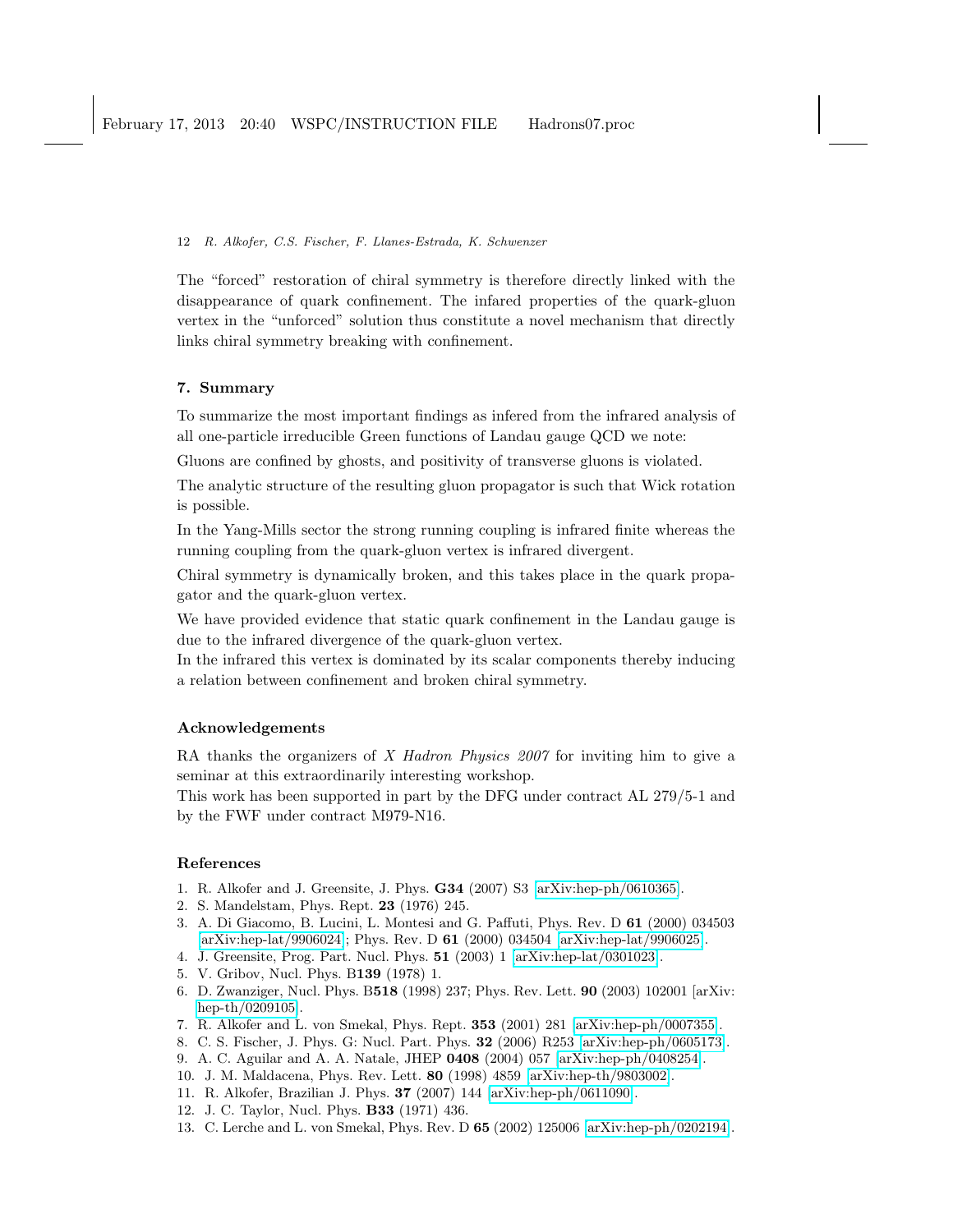The "forced" restoration of chiral symmetry is therefore directly linked with the disappearance of quark confinement. The infared properties of the quark-gluon vertex in the "unforced" solution thus constitute a novel mechanism that directly links chiral symmetry breaking with confinement.

## 7. Summary

To summarize the most important findings as infered from the infrared analysis of all one-particle irreducible Green functions of Landau gauge QCD we note:

Gluons are confined by ghosts, and positivity of transverse gluons is violated.

The analytic structure of the resulting gluon propagator is such that Wick rotation is possible.

In the Yang-Mills sector the strong running coupling is infrared finite whereas the running coupling from the quark-gluon vertex is infrared divergent.

Chiral symmetry is dynamically broken, and this takes place in the quark propagator and the quark-gluon vertex.

We have provided evidence that static quark confinement in the Landau gauge is due to the infrared divergence of the quark-gluon vertex.
In the infrared this vertex is dominated by its scalar components thereby inducing a relation between confinement and broken chiral symmetry.

## Acknowledgements

RA thanks the organizers of *X Hadron Physics 2007* for inviting him to give a seminar at this extraordinarily interesting workshop.
This work has been supported in part by the DFG under contract AL 279/5-1 and by the FWF under contract M979-N16.

## References

1. R. Alkofer and J. Greensite, J. Phys. **G34** (2007) S3 [arXiv:hep-ph/0610365].
2. S. Mandelstam, Phys. Rept. **23** (1976) 245.
3. A. Di Giacomo, B. Lucini, L. Montesi and G. Paffuti, Phys. Rev. D **61** (2000) 034503 [arXiv:hep-lat/9906024]; Phys. Rev. D **61** (2000) 034504 [arXiv:hep-lat/9906025].
4. J. Greensite, Prog. Part. Nucl. Phys. **51** (2003) 1 [arXiv:hep-lat/0301023].
5. V. Gribov, Nucl. Phys. B**139** (1978) 1.
6. D. Zwanziger, Nucl. Phys. B**518** (1998) 237; Phys. Rev. Lett. **90** (2003) 102001 [arXiv: hep-th/0209105].
7. R. Alkofer and L. von Smekal, Phys. Rept. **353** (2001) 281 [arXiv:hep-ph/0007355].
8. C. S. Fischer, J. Phys. G: Nucl. Part. Phys. **32** (2006) R253 [arXiv:hep-ph/0605173].
9. A. C. Aguilar and A. A. Natale, JHEP **0408** (2004) 057 [arXiv:hep-ph/0408254].
10. J. M. Maldacena, Phys. Rev. Lett. **80** (1998) 4859 [arXiv:hep-th/9803002].
11. R. Alkofer, Brazilian J. Phys. **37** (2007) 144 [arXiv:hep-ph/0611090].
12. J. C. Taylor, Nucl. Phys. **B33** (1971) 436.
13. C. Lerche and L. von Smekal, Phys. Rev. D **65** (2002) 125006 [arXiv:hep-ph/0202194].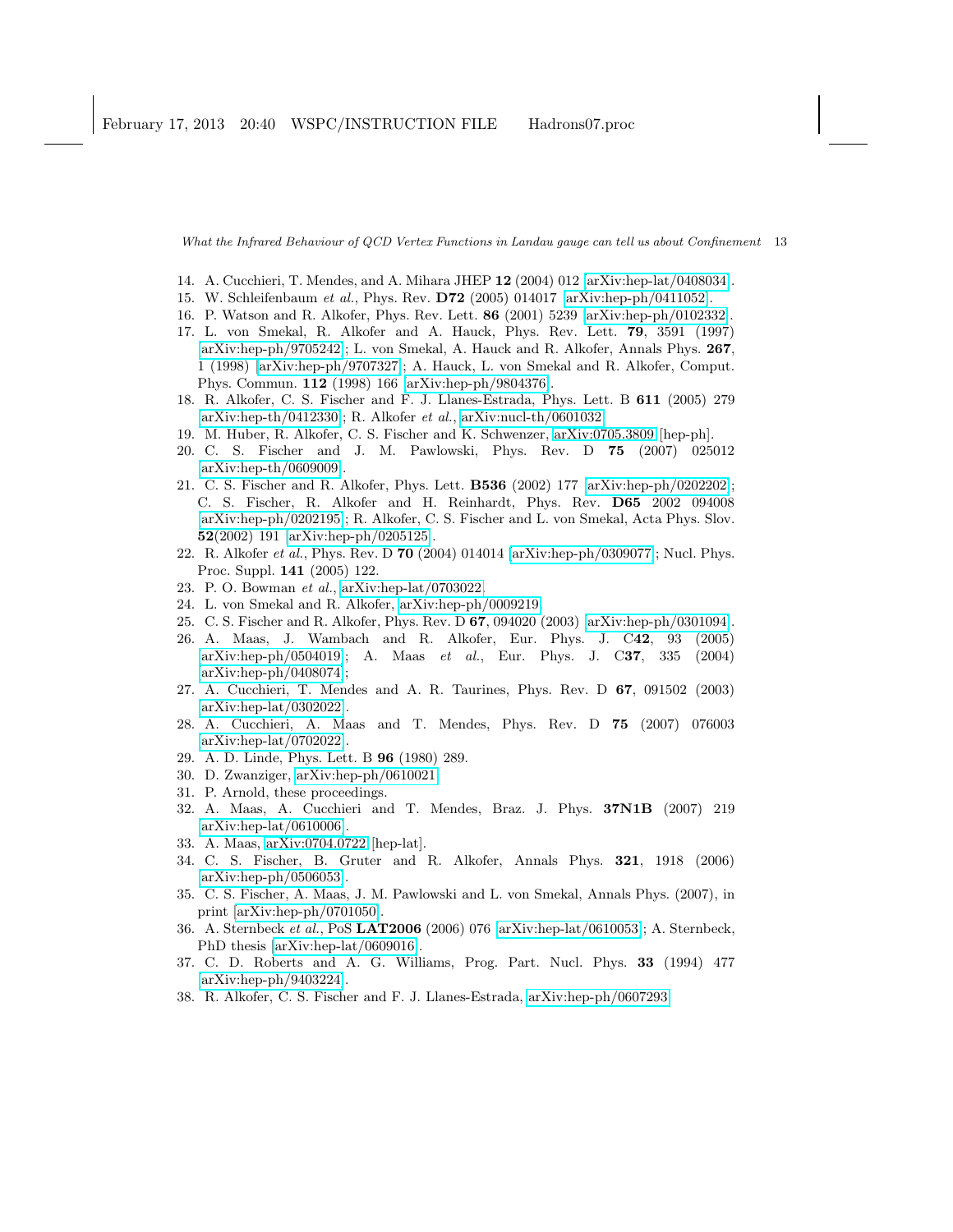14. A. Cucchieri, T. Mendes, and A. Mihara JHEP **12** (2004) 012 [arXiv:hep-lat/0408034].
15. W. Schleifenbaum *et al.*, Phys. Rev. **D72** (2005) 014017 [arXiv:hep-ph/0411052].
16. P. Watson and R. Alkofer, Phys. Rev. Lett. **86** (2001) 5239 [arXiv:hep-ph/0102332].
17. L. von Smekal, R. Alkofer and A. Hauck, Phys. Rev. Lett. **79**, 3591 (1997) [arXiv:hep-ph/9705242]; L. von Smekal, A. Hauck and R. Alkofer, Annals Phys. **267**, 1 (1998) [arXiv:hep-ph/9707327]; A. Hauck, L. von Smekal and R. Alkofer, Comput. Phys. Commun. **112** (1998) 166 [arXiv:hep-ph/9804376].
18. R. Alkofer, C. S. Fischer and F. J. Llanes-Estrada, Phys. Lett. B **611** (2005) 279 [arXiv:hep-th/0412330]; R. Alkofer *et al.*, arXiv:nucl-th/0601032.
19. M. Huber, R. Alkofer, C. S. Fischer and K. Schwenzer, arXiv:0705.3809 [hep-ph].
20. C. S. Fischer and J. M. Pawlowski, Phys. Rev. D **75** (2007) 025012 [arXiv:hep-th/0609009].
21. C. S. Fischer and R. Alkofer, Phys. Lett. **B536** (2002) 177 [arXiv:hep-ph/0202202]; C. S. Fischer, R. Alkofer and H. Reinhardt, Phys. Rev. **D65** 2002 094008 [arXiv:hep-ph/0202195]; R. Alkofer, C. S. Fischer and L. von Smekal, Acta Phys. Slov. **52**(2002) 191 [arXiv:hep-ph/0205125].
22. R. Alkofer *et al.*, Phys. Rev. D **70** (2004) 014014 [arXiv:hep-ph/0309077]; Nucl. Phys. Proc. Suppl. **141** (2005) 122.
23. P. O. Bowman *et al.*, arXiv:hep-lat/0703022.
24. L. von Smekal and R. Alkofer, arXiv:hep-ph/0009219.
25. C. S. Fischer and R. Alkofer, Phys. Rev. D **67**, 094020 (2003) [arXiv:hep-ph/0301094].
26. A. Maas, J. Wambach and R. Alkofer, Eur. Phys. J. C**42**, 93 (2005) [arXiv:hep-ph/0504019]; A. Maas *et al.*, Eur. Phys. J. C**37**, 335 (2004) [arXiv:hep-ph/0408074];
27. A. Cucchieri, T. Mendes and A. R. Taurines, Phys. Rev. D **67**, 091502 (2003) [arXiv:hep-lat/0302022].
28. A. Cucchieri, A. Maas and T. Mendes, Phys. Rev. D **75** (2007) 076003 [arXiv:hep-lat/0702022].
29. A. D. Linde, Phys. Lett. B **96** (1980) 289.
30. D. Zwanziger, arXiv:hep-ph/0610021.
31. P. Arnold, these proceedings.
32. A. Maas, A. Cucchieri and T. Mendes, Braz. J. Phys. **37N1B** (2007) 219 [arXiv:hep-lat/0610006].
33. A. Maas, arXiv:0704.0722 [hep-lat].
34. C. S. Fischer, B. Gruter and R. Alkofer, Annals Phys. **321**, 1918 (2006) [arXiv:hep-ph/0506053].
35. C. S. Fischer, A. Maas, J. M. Pawlowski and L. von Smekal, Annals Phys. (2007), in print [arXiv:hep-ph/0701050].
36. A. Sternbeck *et al.*, PoS **LAT2006** (2006) 076 [arXiv:hep-lat/0610053]; A. Sternbeck, PhD thesis [arXiv:hep-lat/0609016].
37. C. D. Roberts and A. G. Williams, Prog. Part. Nucl. Phys. **33** (1994) 477 [arXiv:hep-ph/9403224].
38. R. Alkofer, C. S. Fischer and F. J. Llanes-Estrada, arXiv:hep-ph/0607293.